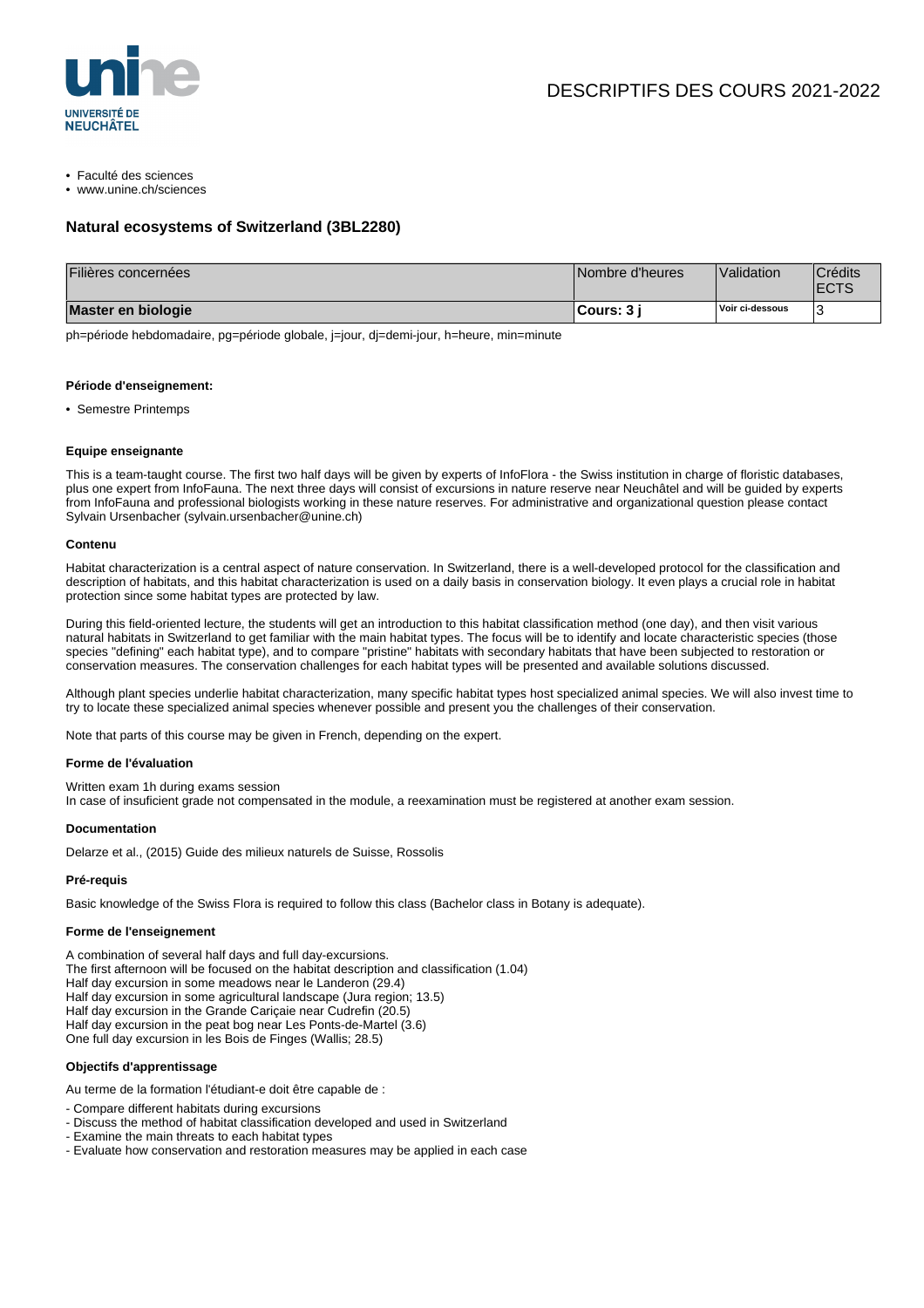# DESCRIPTIFS DES COURS 2021-2022

- Faculté des sciences
- www.unine.ch/sciences

## Natural ecosystems of Switzerland (3BL2280)

| Filières concernées | Nombre d'heures | Validation | Crédits ECTS |
|---|---|---|---|
| **Master en biologie** | **Cours: 3 j** | **Voir ci-dessous** | 3 |

ph=période hebdomadaire, pg=période globale, j=jour, dj=demi-jour, h=heure, min=minute

#### Période d'enseignement:

- Semestre Printemps

#### Equipe enseignante

This is a team-taught course. The first two half days will be given by experts of InfoFlora - the Swiss institution in charge of floristic databases, plus one expert from InfoFauna. The next three days will consist of excursions in nature reserve near Neuchâtel and will be guided by experts from InfoFauna and professional biologists working in these nature reserves. For administrative and organizational question please contact Sylvain Ursenbacher (sylvain.ursenbacher@unine.ch)

#### Contenu

Habitat characterization is a central aspect of nature conservation. In Switzerland, there is a well-developed protocol for the classification and description of habitats, and this habitat characterization is used on a daily basis in conservation biology. It even plays a crucial role in habitat protection since some habitat types are protected by law.

During this field-oriented lecture, the students will get an introduction to this habitat classification method (one day), and then visit various natural habitats in Switzerland to get familiar with the main habitat types. The focus will be to identify and locate characteristic species (those species "defining" each habitat type), and to compare "pristine" habitats with secondary habitats that have been subjected to restoration or conservation measures. The conservation challenges for each habitat types will be presented and available solutions discussed.

Although plant species underlie habitat characterization, many specific habitat types host specialized animal species. We will also invest time to try to locate these specialized animal species whenever possible and present you the challenges of their conservation.

Note that parts of this course may be given in French, depending on the expert.

#### Forme de l'évaluation

Written exam 1h during exams session
In case of insuficient grade not compensated in the module, a reexamination must be registered at another exam session.

#### Documentation

Delarze et al., (2015) Guide des milieux naturels de Suisse, Rossolis

#### Pré-requis

Basic knowledge of the Swiss Flora is required to follow this class (Bachelor class in Botany is adequate).

#### Forme de l'enseignement

A combination of several half days and full day-excursions.
The first afternoon will be focused on the habitat description and classification (1.04)
Half day excursion in some meadows near le Landeron (29.4)
Half day excursion in some agricultural landscape (Jura region; 13.5)
Half day excursion in the Grande Cariçaie near Cudrefin (20.5)
Half day excursion in the peat bog near Les Ponts-de-Martel (3.6)
One full day excursion in les Bois de Finges (Wallis; 28.5)

#### Objectifs d'apprentissage

Au terme de la formation l'étudiant-e doit être capable de :

- Compare different habitats during excursions
- Discuss the method of habitat classification developed and used in Switzerland
- Examine the main threats to each habitat types
- Evaluate how conservation and restoration measures may be applied in each case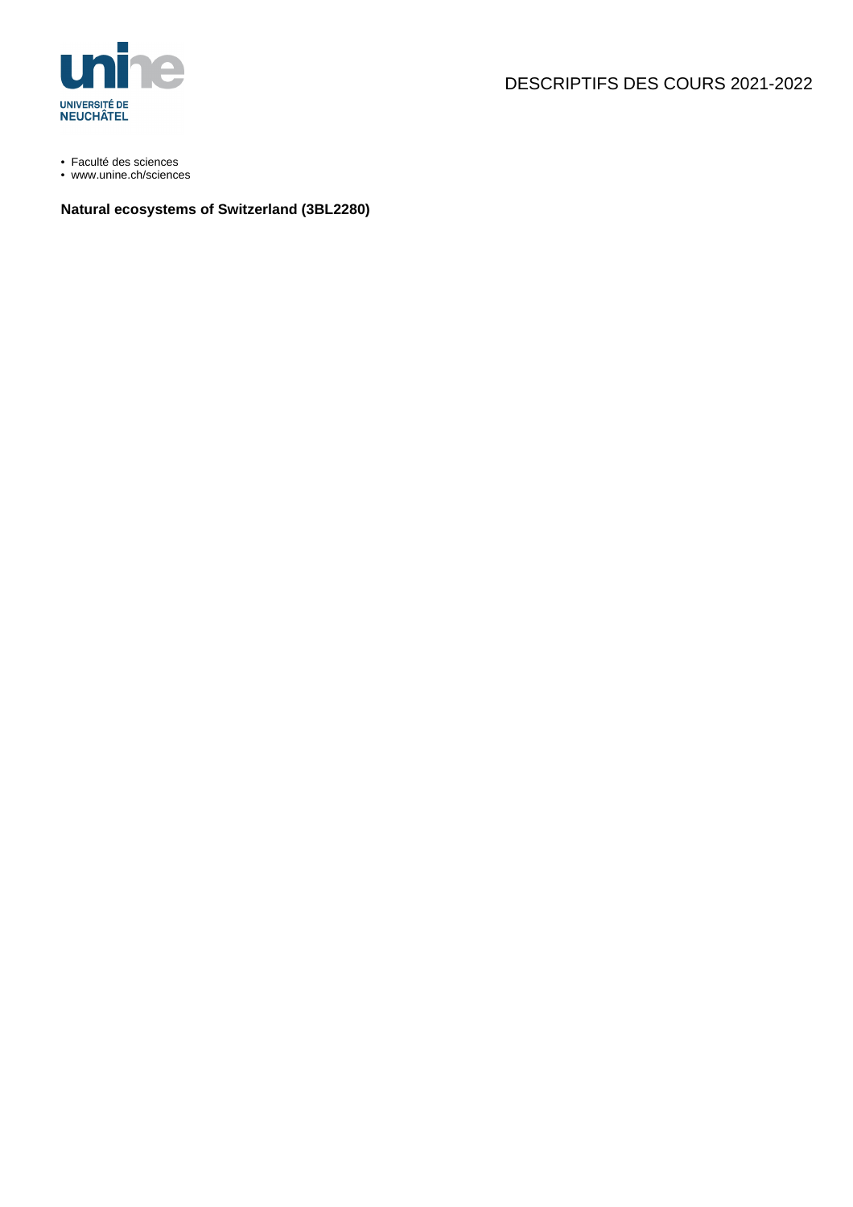- Faculté des sciences
- www.unine.ch/sciences

**Natural ecosystems of Switzerland (3BL2280)**